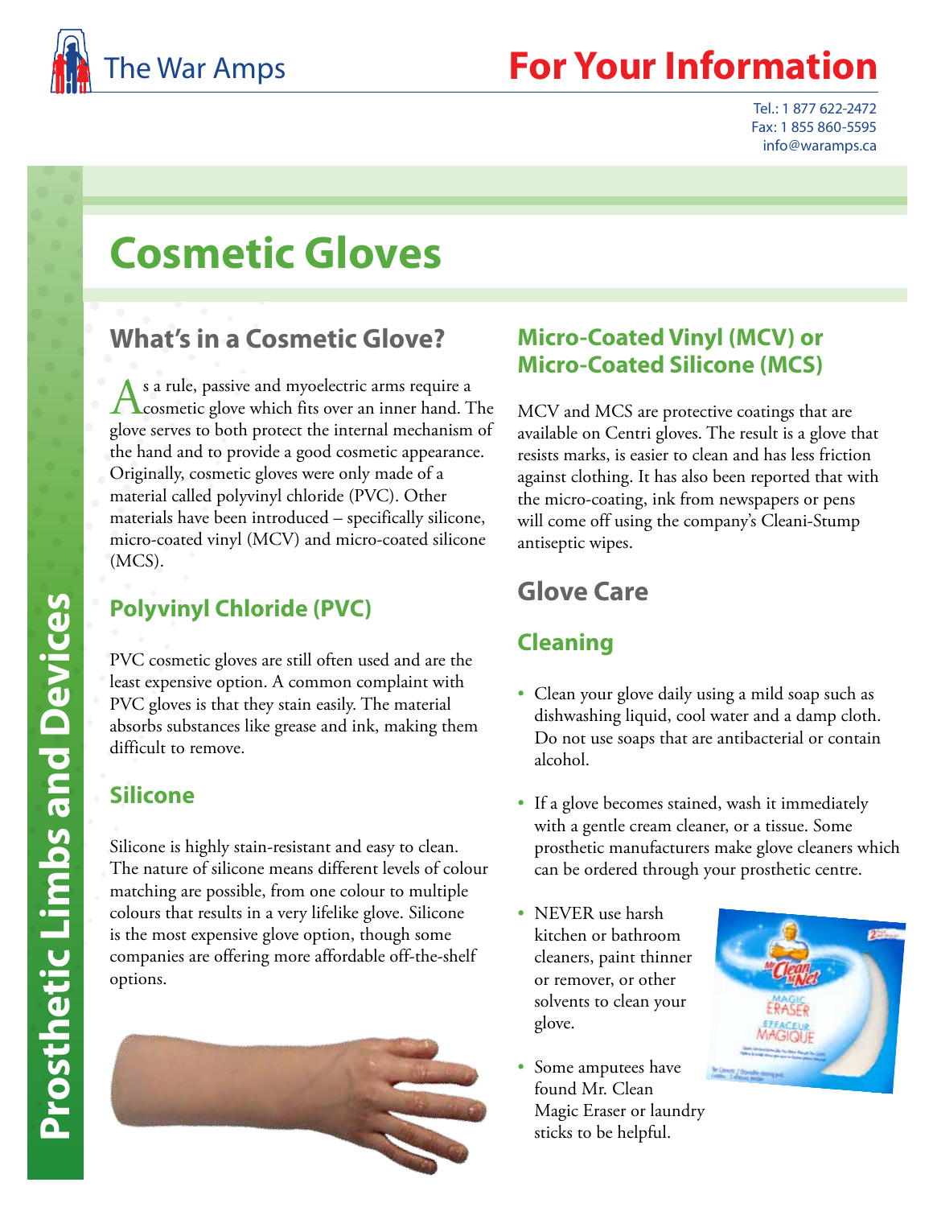The War Amps

# For Your Information

Tel.: 1 877 622-2472
Fax: 1 855 860-5595
info@waramps.ca

Prosthetic Limbs and Devices

# Cosmetic Gloves

## What's in a Cosmetic Glove?

As a rule, passive and myoelectric arms require a cosmetic glove which fits over an inner hand. The glove serves to both protect the internal mechanism of the hand and to provide a good cosmetic appearance. Originally, cosmetic gloves were only made of a material called polyvinyl chloride (PVC). Other materials have been introduced – specifically silicone, micro-coated vinyl (MCV) and micro-coated silicone (MCS).

### Polyvinyl Chloride (PVC)

PVC cosmetic gloves are still often used and are the least expensive option. A common complaint with PVC gloves is that they stain easily. The material absorbs substances like grease and ink, making them difficult to remove.

### Silicone

Silicone is highly stain-resistant and easy to clean. The nature of silicone means different levels of colour matching are possible, from one colour to multiple colours that results in a very lifelike glove. Silicone is the most expensive glove option, though some companies are offering more affordable off-the-shelf options.

### Micro-Coated Vinyl (MCV) or Micro-Coated Silicone (MCS)

MCV and MCS are protective coatings that are available on Centri gloves. The result is a glove that resists marks, is easier to clean and has less friction against clothing. It has also been reported that with the micro-coating, ink from newspapers or pens will come off using the company's Cleani-Stump antiseptic wipes.

## Glove Care

### Cleaning

- Clean your glove daily using a mild soap such as dishwashing liquid, cool water and a damp cloth. Do not use soaps that are antibacterial or contain alcohol.
- If a glove becomes stained, wash it immediately with a gentle cream cleaner, or a tissue. Some prosthetic manufacturers make glove cleaners which can be ordered through your prosthetic centre.
- NEVER use harsh kitchen or bathroom cleaners, paint thinner or remover, or other solvents to clean your glove.
- Some amputees have found Mr. Clean Magic Eraser or laundry sticks to be helpful.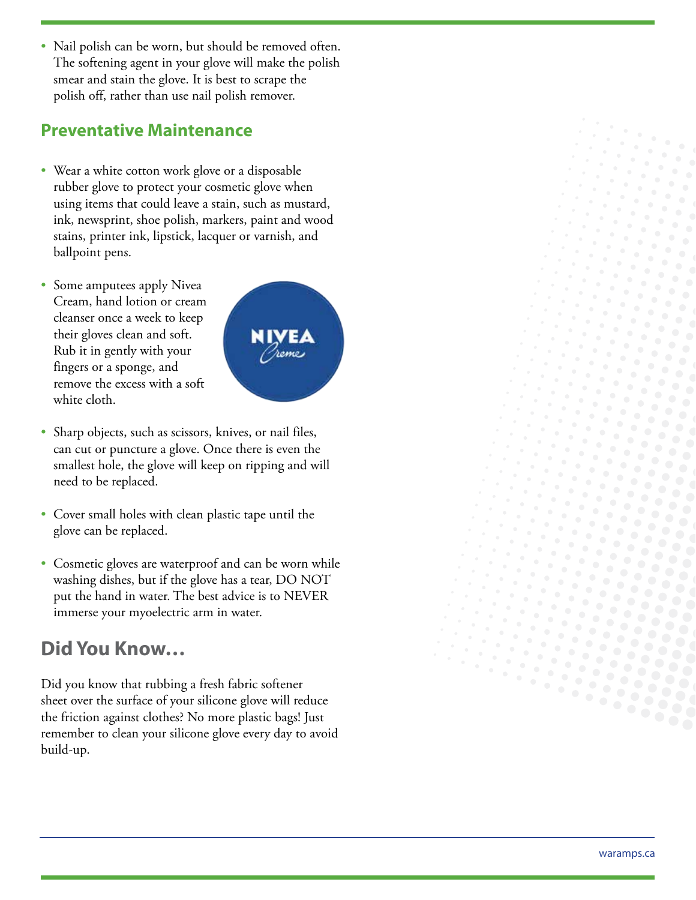- Nail polish can be worn, but should be removed often. The softening agent in your glove will make the polish smear and stain the glove. It is best to scrape the polish off, rather than use nail polish remover.

## Preventative Maintenance

- Wear a white cotton work glove or a disposable rubber glove to protect your cosmetic glove when using items that could leave a stain, such as mustard, ink, newsprint, shoe polish, markers, paint and wood stains, printer ink, lipstick, lacquer or varnish, and ballpoint pens.
- Some amputees apply Nivea Cream, hand lotion or cream cleanser once a week to keep their gloves clean and soft. Rub it in gently with your fingers or a sponge, and remove the excess with a soft white cloth.
- Sharp objects, such as scissors, knives, or nail files, can cut or puncture a glove. Once there is even the smallest hole, the glove will keep on ripping and will need to be replaced.
- Cover small holes with clean plastic tape until the glove can be replaced.
- Cosmetic gloves are waterproof and can be worn while washing dishes, but if the glove has a tear, DO NOT put the hand in water. The best advice is to NEVER immerse your myoelectric arm in water.

## Did You Know…

Did you know that rubbing a fresh fabric softener sheet over the surface of your silicone glove will reduce the friction against clothes? No more plastic bags! Just remember to clean your silicone glove every day to avoid build-up.